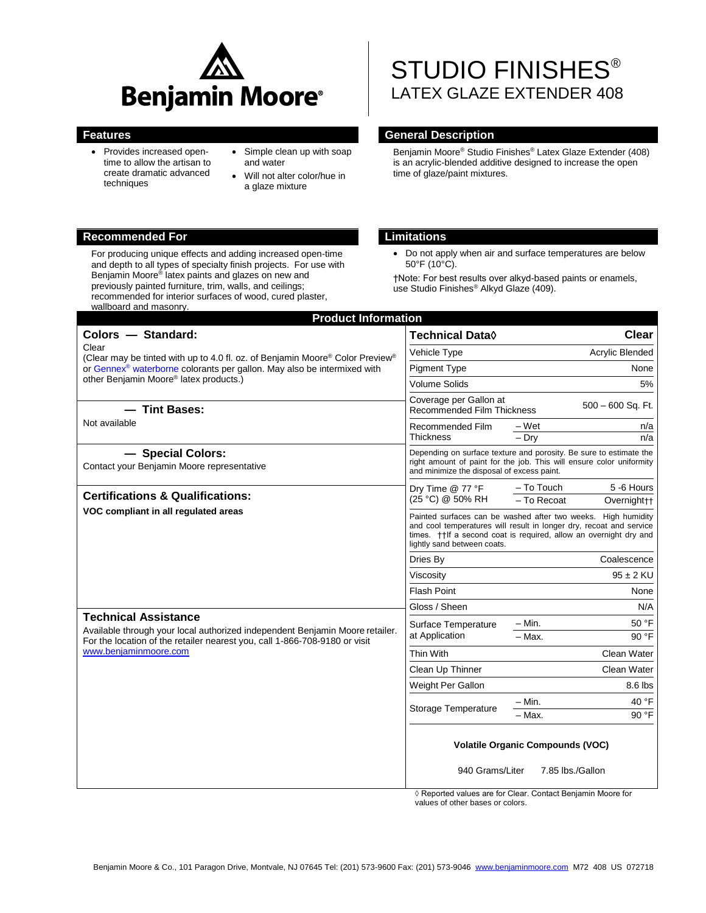Benjamin Moore®

# STUDIO FINISHES®
## LATEX GLAZE EXTENDER 408

## Features

- Provides increased open-time to allow the artisan to create dramatic advanced techniques
- Simple clean up with soap and water
- Will not alter color/hue in a glaze mixture

## General Description

Benjamin Moore® Studio Finishes® Latex Glaze Extender (408) is an acrylic-blended additive designed to increase the open time of glaze/paint mixtures.

## Recommended For

For producing unique effects and adding increased open-time and depth to all types of specialty finish projects. For use with Benjamin Moore® latex paints and glazes on new and previously painted furniture, trim, walls, and ceilings; recommended for interior surfaces of wood, cured plaster, wallboard and masonry.

## Limitations

- Do not apply when air and surface temperatures are below 50°F (10°C).

†Note: For best results over alkyd-based paints or enamels, use Studio Finishes® Alkyd Glaze (409).

## Product Information

### Colors — Standard:

Clear

(Clear may be tinted with up to 4.0 fl. oz. of Benjamin Moore® Color Preview® or Gennex® waterborne colorants per gallon. May also be intermixed with other Benjamin Moore® latex products.)

### — Tint Bases:

Not available

### — Special Colors:

Contact your Benjamin Moore representative

### Certifications & Qualifications:

**VOC compliant in all regulated areas**

### Technical Assistance

Available through your local authorized independent Benjamin Moore retailer. For the location of the retailer nearest you, call 1-866-708-9180 or visit www.benjaminmoore.com

| Technical Data◊ | | Clear |
|---|---|---|
| Vehicle Type | | Acrylic Blended |
| Pigment Type | | None |
| Volume Solids | | 5% |
| Coverage per Gallon at Recommended Film Thickness | | 500 – 600 Sq. Ft. |
| Recommended Film Thickness | – Wet | n/a |
| | – Dry | n/a |
| Depending on surface texture and porosity. Be sure to estimate the right amount of paint for the job. This will ensure color uniformity and minimize the disposal of excess paint. | | |
| Dry Time @ 77 °F (25 °C) @ 50% RH | – To Touch | 5 -6 Hours |
| | – To Recoat | Overnight†† |
| Painted surfaces can be washed after two weeks. High humidity and cool temperatures will result in longer dry, recoat and service times. ††If a second coat is required, allow an overnight dry and lightly sand between coats. | | |
| Dries By | | Coalescence |
| Viscosity | | 95 ± 2 KU |
| Flash Point | | None |
| Gloss / Sheen | | N/A |
| Surface Temperature at Application | – Min. | 50 °F |
| | – Max. | 90 °F |
| Thin With | | Clean Water |
| Clean Up Thinner | | Clean Water |
| Weight Per Gallon | | 8.6 lbs |
| Storage Temperature | – Min. | 40 °F |
| | – Max. | 90 °F |

**Volatile Organic Compounds (VOC)**

940 Grams/Liter 7.85 lbs./Gallon

◊ Reported values are for Clear. Contact Benjamin Moore for values of other bases or colors.

Benjamin Moore & Co., 101 Paragon Drive, Montvale, NJ 07645 Tel: (201) 573-9600 Fax: (201) 573-9046 www.benjaminmoore.com M72 408 US 072718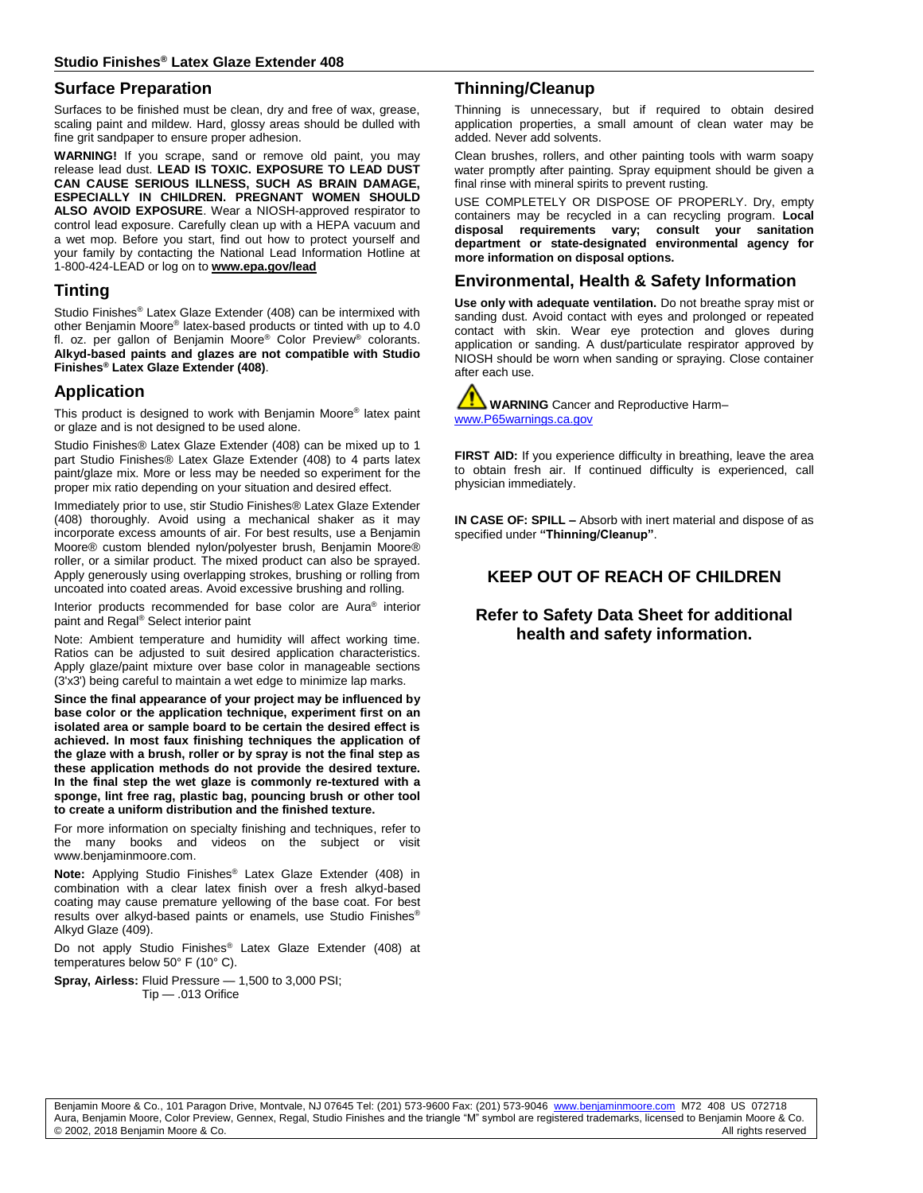## Surface Preparation

Surfaces to be finished must be clean, dry and free of wax, grease, scaling paint and mildew. Hard, glossy areas should be dulled with fine grit sandpaper to ensure proper adhesion.

**WARNING!** If you scrape, sand or remove old paint, you may release lead dust. **LEAD IS TOXIC. EXPOSURE TO LEAD DUST CAN CAUSE SERIOUS ILLNESS, SUCH AS BRAIN DAMAGE, ESPECIALLY IN CHILDREN. PREGNANT WOMEN SHOULD ALSO AVOID EXPOSURE**. Wear a NIOSH-approved respirator to control lead exposure. Carefully clean up with a HEPA vacuum and a wet mop. Before you start, find out how to protect yourself and your family by contacting the National Lead Information Hotline at 1-800-424-LEAD or log on to **www.epa.gov/lead**

## Tinting

Studio Finishes® Latex Glaze Extender (408) can be intermixed with other Benjamin Moore® latex-based products or tinted with up to 4.0 fl. oz. per gallon of Benjamin Moore® Color Preview® colorants. **Alkyd-based paints and glazes are not compatible with Studio Finishes® Latex Glaze Extender (408)**.

## Application

This product is designed to work with Benjamin Moore® latex paint or glaze and is not designed to be used alone.

Studio Finishes® Latex Glaze Extender (408) can be mixed up to 1 part Studio Finishes® Latex Glaze Extender (408) to 4 parts latex paint/glaze mix. More or less may be needed so experiment for the proper mix ratio depending on your situation and desired effect.

Immediately prior to use, stir Studio Finishes® Latex Glaze Extender (408) thoroughly. Avoid using a mechanical shaker as it may incorporate excess amounts of air. For best results, use a Benjamin Moore® custom blended nylon/polyester brush, Benjamin Moore® roller, or a similar product. The mixed product can also be sprayed. Apply generously using overlapping strokes, brushing or rolling from uncoated into coated areas. Avoid excessive brushing and rolling.

Interior products recommended for base color are Aura® interior paint and Regal® Select interior paint

Note: Ambient temperature and humidity will affect working time. Ratios can be adjusted to suit desired application characteristics. Apply glaze/paint mixture over base color in manageable sections (3'x3') being careful to maintain a wet edge to minimize lap marks.

**Since the final appearance of your project may be influenced by base color or the application technique, experiment first on an isolated area or sample board to be certain the desired effect is achieved. In most faux finishing techniques the application of the glaze with a brush, roller or by spray is not the final step as these application methods do not provide the desired texture. In the final step the wet glaze is commonly re-textured with a sponge, lint free rag, plastic bag, pouncing brush or other tool to create a uniform distribution and the finished texture.**

For more information on specialty finishing and techniques, refer to the many books and videos on the subject or visit www.benjaminmoore.com.

**Note:** Applying Studio Finishes® Latex Glaze Extender (408) in combination with a clear latex finish over a fresh alkyd-based coating may cause premature yellowing of the base coat. For best results over alkyd-based paints or enamels, use Studio Finishes® Alkyd Glaze (409).

Do not apply Studio Finishes® Latex Glaze Extender (408) at temperatures below 50° F (10° C).

**Spray, Airless:** Fluid Pressure — 1,500 to 3,000 PSI;
Tip — .013 Orifice

## Thinning/Cleanup

Thinning is unnecessary, but if required to obtain desired application properties, a small amount of clean water may be added. Never add solvents.

Clean brushes, rollers, and other painting tools with warm soapy water promptly after painting. Spray equipment should be given a final rinse with mineral spirits to prevent rusting.

USE COMPLETELY OR DISPOSE OF PROPERLY. Dry, empty containers may be recycled in a can recycling program. **Local disposal requirements vary; consult your sanitation department or state-designated environmental agency for more information on disposal options.**

## Environmental, Health & Safety Information

**Use only with adequate ventilation.** Do not breathe spray mist or sanding dust. Avoid contact with eyes and prolonged or repeated contact with skin. Wear eye protection and gloves during application or sanding. A dust/particulate respirator approved by NIOSH should be worn when sanding or spraying. Close container after each use.

**WARNING** Cancer and Reproductive Harm– www.P65warnings.ca.gov

**FIRST AID:** If you experience difficulty in breathing, leave the area to obtain fresh air. If continued difficulty is experienced, call physician immediately.

**IN CASE OF: SPILL –** Absorb with inert material and dispose of as specified under **"Thinning/Cleanup"**.

**KEEP OUT OF REACH OF CHILDREN**

**Refer to Safety Data Sheet for additional health and safety information.**

Benjamin Moore & Co., 101 Paragon Drive, Montvale, NJ 07645 Tel: (201) 573-9600 Fax: (201) 573-9046 www.benjaminmoore.com M72 408 US 072718
Aura, Benjamin Moore, Color Preview, Gennex, Regal, Studio Finishes and the triangle "M" symbol are registered trademarks, licensed to Benjamin Moore & Co.
© 2002, 2018 Benjamin Moore & Co. All rights reserved